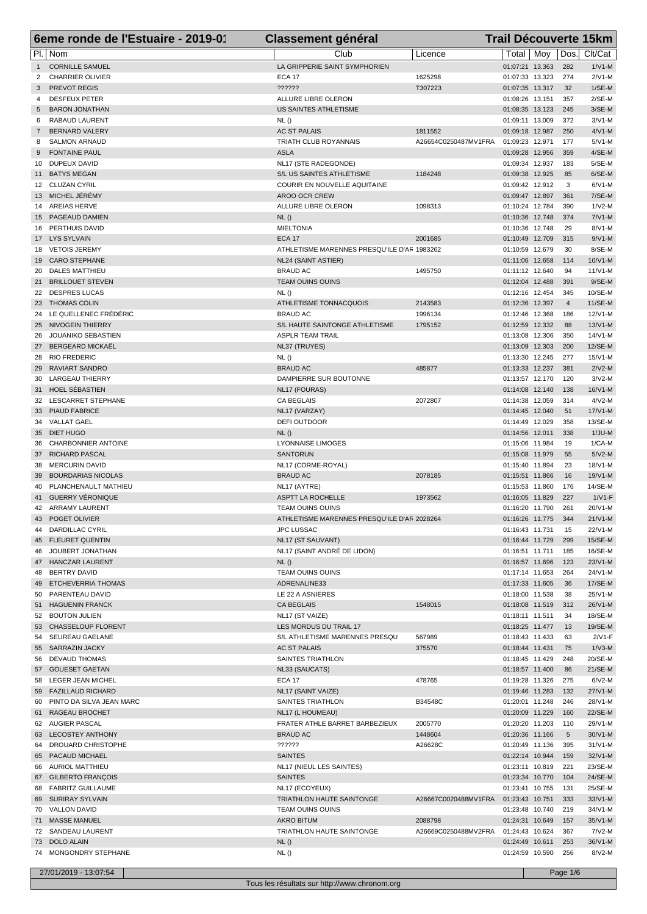# 6eme ronde de l'Estuaire - 2019-01 — Classement général — Trail Découverte 15km

| Pl. | Nom | Club | Licence | Total | Moy | Dos. | Clt/Cat |
|---|---|---|---|---|---|---|---|
| 1 | CORNILLE SAMUEL | LA GRIPPERIE SAINT SYMPHORIEN | | 01:07:21 | 13.363 | 282 | 1/V1-M |
| 2 | CHARRIER OLIVIER | ECA 17 | 1625298 | 01:07:33 | 13.323 | 274 | 2/V1-M |
| 3 | PREVOT REGIS | ?????? | T307223 | 01:07:35 | 13.317 | 32 | 1/SE-M |
| 4 | DESFEUX PETER | ALLURE LIBRE OLERON | | 01:08:26 | 13.151 | 357 | 2/SE-M |
| 5 | BARON JONATHAN | US SAINTES ATHLETISME | | 01:08:35 | 13.123 | 245 | 3/SE-M |
| 6 | RABAUD LAURENT | NL () | | 01:09:11 | 13.009 | 372 | 3/V1-M |
| 7 | BERNARD VALERY | AC ST PALAIS | 1811552 | 01:09:18 | 12.987 | 250 | 4/V1-M |
| 8 | SALMON ARNAUD | TRIATH CLUB ROYANNAIS | A26654C0250487MV1FRA | 01:09:23 | 12.971 | 177 | 5/V1-M |
| 9 | FONTAINE PAUL | ASLA | | 01:09:28 | 12.956 | 359 | 4/SE-M |
| 10 | DUPEUX DAVID | NL17 (STE RADEGONDE) | | 01:09:34 | 12.937 | 183 | 5/SE-M |
| 11 | BATYS MEGAN | S/L US SAINTES ATHLETISME | 1184248 | 01:09:38 | 12.925 | 85 | 6/SE-M |
| 12 | CLUZAN CYRIL | COURIR EN NOUVELLE AQUITAINE | | 01:09:42 | 12.912 | 3 | 6/V1-M |
| 13 | MICHEL JÉRÉMY | AROO OCR CREW | | 01:09:47 | 12.897 | 361 | 7/SE-M |
| 14 | AREIAS HERVE | ALLURE LIBRE OLERON | 1098313 | 01:10:24 | 12.784 | 390 | 1/V2-M |
| 15 | PAGEAUD DAMIEN | NL () | | 01:10:36 | 12.748 | 374 | 7/V1-M |
| 16 | PERTHUIS DAVID | MIELTONIA | | 01:10:36 | 12.748 | 29 | 8/V1-M |
| 17 | LYS SYLVAIN | ECA 17 | 2001685 | 01:10:49 | 12.709 | 315 | 9/V1-M |
| 18 | VETOIS JEREMY | ATHLETISME MARENNES PRESQU'ILE D'AR | 1983262 | 01:10:59 | 12.679 | 30 | 8/SE-M |
| 19 | CARO STEPHANE | NL24 (SAINT ASTIER) | | 01:11:06 | 12.658 | 114 | 10/V1-M |
| 20 | DALES MATTHIEU | BRAUD AC | 1495750 | 01:11:12 | 12.640 | 94 | 11/V1-M |
| 21 | BRILLOUET STEVEN | TEAM OUINS OUINS | | 01:12:04 | 12.488 | 391 | 9/SE-M |
| 22 | DESPRES LUCAS | NL () | | 01:12:16 | 12.454 | 345 | 10/SE-M |
| 23 | THOMAS COLIN | ATHLETISME TONNACQUOIS | 2143583 | 01:12:36 | 12.397 | 4 | 11/SE-M |
| 24 | LE QUELLENEC FRÉDÉRIC | BRAUD AC | 1996134 | 01:12:46 | 12.368 | 186 | 12/V1-M |
| 25 | NIVOGEIN THIERRY | S/L HAUTE SAINTONGE ATHLETISME | 1795152 | 01:12:59 | 12.332 | 88 | 13/V1-M |
| 26 | JOUANIKO SEBASTIEN | ASPLR TEAM TRAIL | | 01:13:08 | 12.306 | 350 | 14/V1-M |
| 27 | BERGEARD MICKAËL | NL37 (TRUYES) | | 01:13:09 | 12.303 | 200 | 12/SE-M |
| 28 | RIO FREDERIC | NL () | | 01:13:30 | 12.245 | 277 | 15/V1-M |
| 29 | RAVIART SANDRO | BRAUD AC | 485877 | 01:13:33 | 12.237 | 381 | 2/V2-M |
| 30 | LARGEAU THIERRY | DAMPIERRE SUR BOUTONNE | | 01:13:57 | 12.170 | 120 | 3/V2-M |
| 31 | HOEL SÉBASTIEN | NL17 (FOURAS) | | 01:14:08 | 12.140 | 138 | 16/V1-M |
| 32 | LESCARRET STEPHANE | CA BEGLAIS | 2072807 | 01:14:38 | 12.059 | 314 | 4/V2-M |
| 33 | PIAUD FABRICE | NL17 (VARZAY) | | 01:14:45 | 12.040 | 51 | 17/V1-M |
| 34 | VALLAT GAEL | DEFI OUTDOOR | | 01:14:49 | 12.029 | 358 | 13/SE-M |
| 35 | DIET HUGO | NL () | | 01:14:56 | 12.011 | 338 | 1/JU-M |
| 36 | CHARBONNIER ANTOINE | LYONNAISE LIMOGES | | 01:15:06 | 11.984 | 19 | 1/CA-M |
| 37 | RICHARD PASCAL | SANTORUN | | 01:15:08 | 11.979 | 55 | 5/V2-M |
| 38 | MERCURIN DAVID | NL17 (CORME-ROYAL) | | 01:15:40 | 11.894 | 23 | 18/V1-M |
| 39 | BOURDARIAS NICOLAS | BRAUD AC | 2078185 | 01:15:51 | 11.866 | 16 | 19/V1-M |
| 40 | PLANCHENAULT MATHIEU | NL17 (AYTRE) | | 01:15:53 | 11.860 | 176 | 14/SE-M |
| 41 | GUERRY VÉRONIQUE | ASPTT LA ROCHELLE | 1973562 | 01:16:05 | 11.829 | 227 | 1/V1-F |
| 42 | ARRAMY LAURENT | TEAM OUINS OUINS | | 01:16:20 | 11.790 | 261 | 20/V1-M |
| 43 | POGET OLIVIER | ATHLETISME MARENNES PRESQU'ILE D'AR | 2028264 | 01:16:26 | 11.775 | 344 | 21/V1-M |
| 44 | DARDILLAC CYRIL | JPC LUSSAC | | 01:16:43 | 11.731 | 15 | 22/V1-M |
| 45 | FLEURET QUENTIN | NL17 (ST SAUVANT) | | 01:16:44 | 11.729 | 299 | 15/SE-M |
| 46 | JOUBERT JONATHAN | NL17 (SAINT ANDRÉ DE LIDON) | | 01:16:51 | 11.711 | 185 | 16/SE-M |
| 47 | HANCZAR LAURENT | NL () | | 01:16:57 | 11.696 | 123 | 23/V1-M |
| 48 | BERTRY DAVID | TEAM OUINS OUINS | | 01:17:14 | 11.653 | 264 | 24/V1-M |
| 49 | ETCHEVERRIA THOMAS | ADRENALINE33 | | 01:17:33 | 11.605 | 36 | 17/SE-M |
| 50 | PARENTEAU DAVID | LE 22 A ASNIERES | | 01:18:00 | 11.538 | 38 | 25/V1-M |
| 51 | HAGUENIN FRANCK | CA BEGLAIS | 1548015 | 01:18:08 | 11.519 | 312 | 26/V1-M |
| 52 | BOUTON JULIEN | NL17 (ST VAIZE) | | 01:18:11 | 11.511 | 34 | 18/SE-M |
| 53 | CHASSELOUP FLORENT | LES MORDUS DU TRAIL 17 | | 01:18:25 | 11.477 | 13 | 19/SE-M |
| 54 | SEUREAU GAELANE | S/L ATHLETISME MARENNES PRESQU | 567989 | 01:18:43 | 11.433 | 63 | 2/V1-F |
| 55 | SARRAZIN JACKY | AC ST PALAIS | 375570 | 01:18:44 | 11.431 | 75 | 1/V3-M |
| 56 | DEVAUD THOMAS | SAINTES TRIATHLON | | 01:18:45 | 11.429 | 248 | 20/SE-M |
| 57 | GOUESET GAETAN | NL33 (SAUCATS) | | 01:18:57 | 11.400 | 86 | 21/SE-M |
| 58 | LEGER JEAN MICHEL | ECA 17 | 478765 | 01:19:28 | 11.326 | 275 | 6/V2-M |
| 59 | FAZILLAUD RICHARD | NL17 (SAINT VAIZE) | | 01:19:46 | 11.283 | 132 | 27/V1-M |
| 60 | PINTO DA SILVA JEAN MARC | SAINTES TRIATHLON | B34548C | 01:20:01 | 11.248 | 246 | 28/V1-M |
| 61 | RAGEAU BROCHET | NL17 (L HOUMEAU) | | 01:20:09 | 11.229 | 160 | 22/SE-M |
| 62 | AUGIER PASCAL | FRATER ATHLE BARRET BARBEZIEUX | 2005770 | 01:20:20 | 11.203 | 110 | 29/V1-M |
| 63 | LECOSTEY ANTHONY | BRAUD AC | 1448604 | 01:20:36 | 11.166 | 5 | 30/V1-M |
| 64 | DROUARD CHRISTOPHE | ?????? | A26628C | 01:20:49 | 11.136 | 395 | 31/V1-M |
| 65 | PACAUD MICHAEL | SAINTES | | 01:22:14 | 10.944 | 159 | 32/V1-M |
| 66 | AURIOL MATTHIEU | NL17 (NIEUL LES SAINTES) | | 01:23:11 | 10.819 | 221 | 23/SE-M |
| 67 | GILBERTO FRANÇOIS | SAINTES | | 01:23:34 | 10.770 | 104 | 24/SE-M |
| 68 | FABRITZ GUILLAUME | NL17 (ECOYEUX) | | 01:23:41 | 10.755 | 131 | 25/SE-M |
| 69 | SURIRAY SYLVAIN | TRIATHLON HAUTE SAINTONGE | A26667C0020488MV1FRA | 01:23:43 | 10.751 | 333 | 33/V1-M |
| 70 | VALLON DAVID | TEAM OUINS OUINS | | 01:23:48 | 10.740 | 219 | 34/V1-M |
| 71 | MASSE MANUEL | AKRO BITUM | 2088798 | 01:24:31 | 10.649 | 157 | 35/V1-M |
| 72 | SANDEAU LAURENT | TRIATHLON HAUTE SAINTONGE | A26669C0250488MV2FRA | 01:24:43 | 10.624 | 367 | 7/V2-M |
| 73 | DOLO ALAIN | NL () | | 01:24:49 | 10.611 | 253 | 36/V1-M |
| 74 | MONGONDRY STEPHANE | NL () | | 01:24:59 | 10.590 | 256 | 8/V2-M |

27/01/2019 - 13:07:54

Tous les résultats sur http://www.chronom.org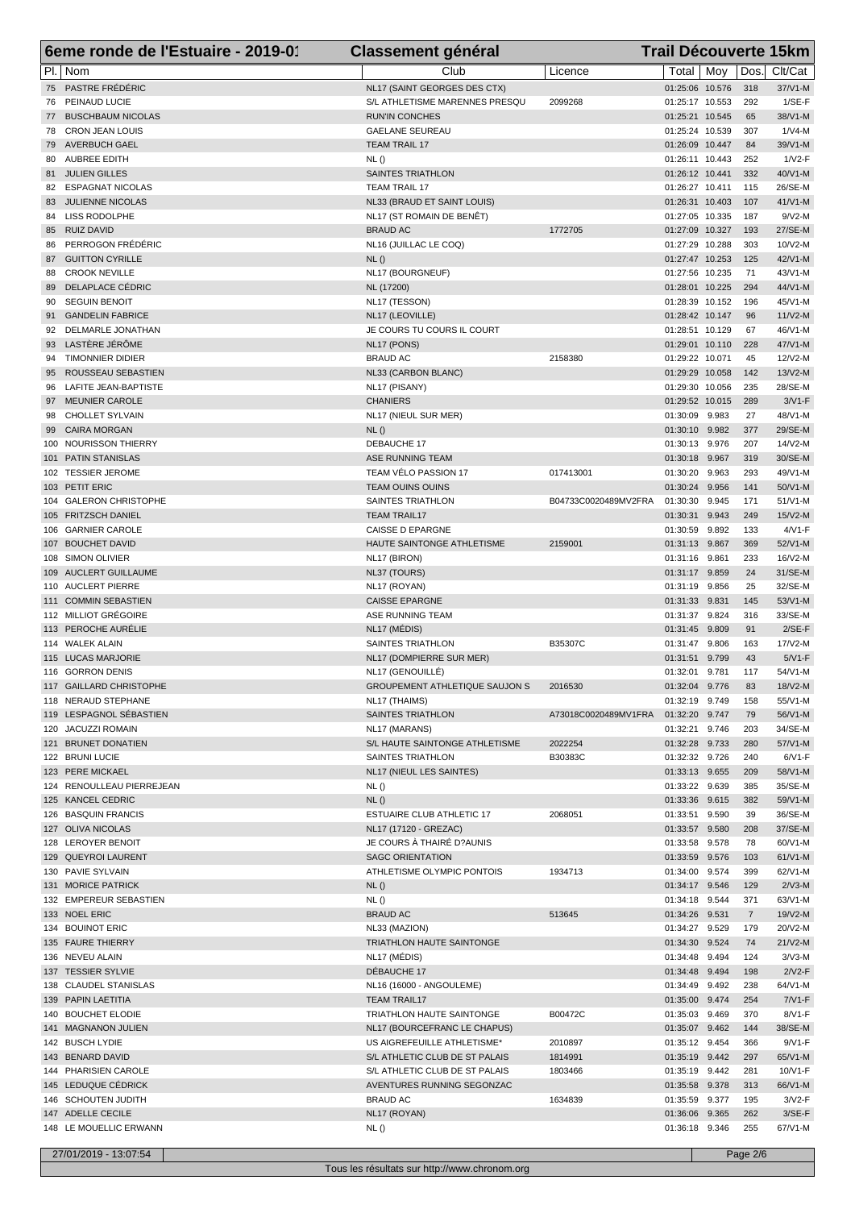# 6eme ronde de l'Estuaire - 2019-01 — Classement général — Trail Découverte 15km

| Pl. | Nom | Club | Licence | Total | Moy | Dos. | Clt/Cat |
|---|---|---|---|---|---|---|---|
| 75 | PASTRE FRÉDÉRIC | NL17 (SAINT GEORGES DES CTX) | | 01:25:06 | 10.576 | 318 | 37/V1-M |
| 76 | PEINAUD LUCIE | S/L ATHLETISME MARENNES PRESQU | 2099268 | 01:25:17 | 10.553 | 292 | 1/SE-F |
| 77 | BUSCHBAUM NICOLAS | RUN'IN CONCHES | | 01:25:21 | 10.545 | 65 | 38/V1-M |
| 78 | CRON JEAN LOUIS | GAELANE SEUREAU | | 01:25:24 | 10.539 | 307 | 1/V4-M |
| 79 | AVERBUCH GAEL | TEAM TRAIL 17 | | 01:26:09 | 10.447 | 84 | 39/V1-M |
| 80 | AUBREE EDITH | NL () | | 01:26:11 | 10.443 | 252 | 1/V2-F |
| 81 | JULIEN GILLES | SAINTES TRIATHLON | | 01:26:12 | 10.441 | 332 | 40/V1-M |
| 82 | ESPAGNAT NICOLAS | TEAM TRAIL 17 | | 01:26:27 | 10.411 | 115 | 26/SE-M |
| 83 | JULIENNE NICOLAS | NL33 (BRAUD ET SAINT LOUIS) | | 01:26:31 | 10.403 | 107 | 41/V1-M |
| 84 | LISS RODOLPHE | NL17 (ST ROMAIN DE BENÊT) | | 01:27:05 | 10.335 | 187 | 9/V2-M |
| 85 | RUIZ DAVID | BRAUD AC | 1772705 | 01:27:09 | 10.327 | 193 | 27/SE-M |
| 86 | PERROGON FRÉDÉRIC | NL16 (JUILLAC LE COQ) | | 01:27:29 | 10.288 | 303 | 10/V2-M |
| 87 | GUITTON CYRILLE | NL () | | 01:27:47 | 10.253 | 125 | 42/V1-M |
| 88 | CROOK NEVILLE | NL17 (BOURGNEUF) | | 01:27:56 | 10.235 | 71 | 43/V1-M |
| 89 | DELAPLACE CÉDRIC | NL (17200) | | 01:28:01 | 10.225 | 294 | 44/V1-M |
| 90 | SEGUIN BENOIT | NL17 (TESSON) | | 01:28:39 | 10.152 | 196 | 45/V1-M |
| 91 | GANDELIN FABRICE | NL17 (LEOVILLE) | | 01:28:42 | 10.147 | 96 | 11/V2-M |
| 92 | DELMARLE JONATHAN | JE COURS TU COURS IL COURT | | 01:28:51 | 10.129 | 67 | 46/V1-M |
| 93 | LASTÈRE JÉRÔME | NL17 (PONS) | | 01:29:01 | 10.110 | 228 | 47/V1-M |
| 94 | TIMONNIER DIDIER | BRAUD AC | 2158380 | 01:29:22 | 10.071 | 45 | 12/V2-M |
| 95 | ROUSSEAU SEBASTIEN | NL33 (CARBON BLANC) | | 01:29:29 | 10.058 | 142 | 13/V2-M |
| 96 | LAFITE JEAN-BAPTISTE | NL17 (PISANY) | | 01:29:30 | 10.056 | 235 | 28/SE-M |
| 97 | MEUNIER CAROLE | CHANIERS | | 01:29:52 | 10.015 | 289 | 3/V1-F |
| 98 | CHOLLET SYLVAIN | NL17 (NIEUL SUR MER) | | 01:30:09 | 9.983 | 27 | 48/V1-M |
| 99 | CAIRA MORGAN | NL () | | 01:30:10 | 9.982 | 377 | 29/SE-M |
| 100 | NOURISSON THIERRY | DEBAUCHE 17 | | 01:30:13 | 9.976 | 207 | 14/V2-M |
| 101 | PATIN STANISLAS | ASE RUNNING TEAM | | 01:30:18 | 9.967 | 319 | 30/SE-M |
| 102 | TESSIER JEROME | TEAM VÉLO PASSION 17 | 017413001 | 01:30:20 | 9.963 | 293 | 49/V1-M |
| 103 | PETIT ERIC | TEAM OUINS OUINS | | 01:30:24 | 9.956 | 141 | 50/V1-M |
| 104 | GALERON CHRISTOPHE | SAINTES TRIATHLON | B04733C0020489MV2FRA | 01:30:30 | 9.945 | 171 | 51/V1-M |
| 105 | FRITZSCH DANIEL | TEAM TRAIL17 | | 01:30:31 | 9.943 | 249 | 15/V2-M |
| 106 | GARNIER CAROLE | CAISSE D EPARGNE | | 01:30:59 | 9.892 | 133 | 4/V1-F |
| 107 | BOUCHET DAVID | HAUTE SAINTONGE ATHLETISME | 2159001 | 01:31:13 | 9.867 | 369 | 52/V1-M |
| 108 | SIMON OLIVIER | NL17 (BIRON) | | 01:31:16 | 9.861 | 233 | 16/V2-M |
| 109 | AUCLERT GUILLAUME | NL37 (TOURS) | | 01:31:17 | 9.859 | 24 | 31/SE-M |
| 110 | AUCLERT PIERRE | NL17 (ROYAN) | | 01:31:19 | 9.856 | 25 | 32/SE-M |
| 111 | COMMIN SEBASTIEN | CAISSE EPARGNE | | 01:31:33 | 9.831 | 145 | 53/V1-M |
| 112 | MILLIOT GRÉGOIRE | ASE RUNNING TEAM | | 01:31:37 | 9.824 | 316 | 33/SE-M |
| 113 | PEROCHE AURÉLIE | NL17 (MÉDIS) | | 01:31:45 | 9.809 | 91 | 2/SE-F |
| 114 | WALEK ALAIN | SAINTES TRIATHLON | B35307C | 01:31:47 | 9.806 | 163 | 17/V2-M |
| 115 | LUCAS MARJORIE | NL17 (DOMPIERRE SUR MER) | | 01:31:51 | 9.799 | 43 | 5/V1-F |
| 116 | GORRON DENIS | NL17 (GENOUILLÉ) | | 01:32:01 | 9.781 | 117 | 54/V1-M |
| 117 | GAILLARD CHRISTOPHE | GROUPEMENT ATHLETIQUE SAUJON S | 2016530 | 01:32:04 | 9.776 | 83 | 18/V2-M |
| 118 | NERAUD STEPHANE | NL17 (THAIMS) | | 01:32:19 | 9.749 | 158 | 55/V1-M |
| 119 | LESPAGNOL SÉBASTIEN | SAINTES TRIATHLON | A73018C0020489MV1FRA | 01:32:20 | 9.747 | 79 | 56/V1-M |
| 120 | JACUZZI ROMAIN | NL17 (MARANS) | | 01:32:21 | 9.746 | 203 | 34/SE-M |
| 121 | BRUNET DONATIEN | S/L HAUTE SAINTONGE ATHLETISME | 2022254 | 01:32:28 | 9.733 | 280 | 57/V1-M |
| 122 | BRUNI LUCIE | SAINTES TRIATHLON | B30383C | 01:32:32 | 9.726 | 240 | 6/V1-F |
| 123 | PERE MICKAEL | NL17 (NIEUL LES SAINTES) | | 01:33:13 | 9.655 | 209 | 58/V1-M |
| 124 | RENOULLEAU PIERREJEAN | NL () | | 01:33:22 | 9.639 | 385 | 35/SE-M |
| 125 | KANCEL CEDRIC | NL () | | 01:33:36 | 9.615 | 382 | 59/V1-M |
| 126 | BASQUIN FRANCIS | ESTUAIRE CLUB ATHLETIC 17 | 2068051 | 01:33:51 | 9.590 | 39 | 36/SE-M |
| 127 | OLIVA NICOLAS | NL17 (17120 - GREZAC) | | 01:33:57 | 9.580 | 208 | 37/SE-M |
| 128 | LEROYER BENOIT | JE COURS À THAIRÉ D?AUNIS | | 01:33:58 | 9.578 | 78 | 60/V1-M |
| 129 | QUEYROI LAURENT | SAGC ORIENTATION | | 01:33:59 | 9.576 | 103 | 61/V1-M |
| 130 | PAVIE SYLVAIN | ATHLETISME OLYMPIC PONTOIS | 1934713 | 01:34:00 | 9.574 | 399 | 62/V1-M |
| 131 | MORICE PATRICK | NL () | | 01:34:17 | 9.546 | 129 | 2/V3-M |
| 132 | EMPEREUR SEBASTIEN | NL () | | 01:34:18 | 9.544 | 371 | 63/V1-M |
| 133 | NOEL ERIC | BRAUD AC | 513645 | 01:34:26 | 9.531 | 7 | 19/V2-M |
| 134 | BOUINOT ERIC | NL33 (MAZION) | | 01:34:27 | 9.529 | 179 | 20/V2-M |
| 135 | FAURE THIERRY | TRIATHLON HAUTE SAINTONGE | | 01:34:30 | 9.524 | 74 | 21/V2-M |
| 136 | NEVEU ALAIN | NL17 (MÉDIS) | | 01:34:48 | 9.494 | 124 | 3/V3-M |
| 137 | TESSIER SYLVIE | DÉBAUCHE 17 | | 01:34:48 | 9.494 | 198 | 2/V2-F |
| 138 | CLAUDEL STANISLAS | NL16 (16000 - ANGOULEME) | | 01:34:49 | 9.492 | 238 | 64/V1-M |
| 139 | PAPIN LAETITIA | TEAM TRAIL17 | | 01:35:00 | 9.474 | 254 | 7/V1-F |
| 140 | BOUCHET ELODIE | TRIATHLON HAUTE SAINTONGE | B00472C | 01:35:03 | 9.469 | 370 | 8/V1-F |
| 141 | MAGNANON JULIEN | NL17 (BOURCEFRANC LE CHAPUS) | | 01:35:07 | 9.462 | 144 | 38/SE-M |
| 142 | BUSCH LYDIE | US AIGREFEUILLE ATHLETISME* | 2010897 | 01:35:12 | 9.454 | 366 | 9/V1-F |
| 143 | BENARD DAVID | S/L ATHLETIC CLUB DE ST PALAIS | 1814991 | 01:35:19 | 9.442 | 297 | 65/V1-M |
| 144 | PHARISIEN CAROLE | S/L ATHLETIC CLUB DE ST PALAIS | 1803466 | 01:35:19 | 9.442 | 281 | 10/V1-F |
| 145 | LEDUQUE CÉDRICK | AVENTURES RUNNING SEGONZAC | | 01:35:58 | 9.378 | 313 | 66/V1-M |
| 146 | SCHOUTEN JUDITH | BRAUD AC | 1634839 | 01:35:59 | 9.377 | 195 | 3/V2-F |
| 147 | ADELLE CECILE | NL17 (ROYAN) | | 01:36:06 | 9.365 | 262 | 3/SE-F |
| 148 | LE MOUELLIC ERWANN | NL () | | 01:36:18 | 9.346 | 255 | 67/V1-M |

27/01/2019 - 13:07:54

Tous les résultats sur http://www.chronom.org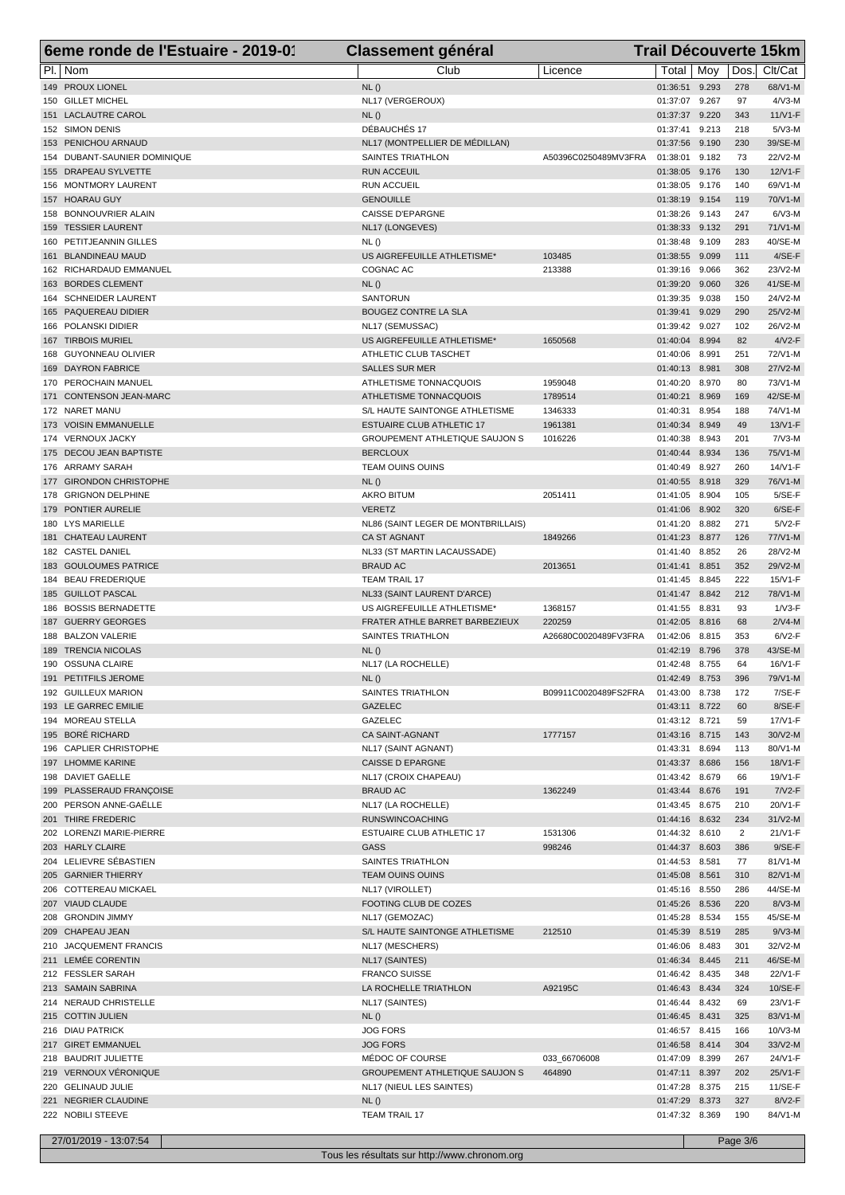# 6eme ronde de l'Estuaire - 2019-01 — Classement général — Trail Découverte 15km

| Pl. | Nom | Club | Licence | Total | Moy | Dos. | Clt/Cat |
|---|---|---|---|---|---|---|---|
| 149 | PROUX LIONEL | NL () | | 01:36:51 | 9.293 | 278 | 68/V1-M |
| 150 | GILLET MICHEL | NL17 (VERGEROUX) | | 01:37:07 | 9.267 | 97 | 4/V3-M |
| 151 | LACLAUTRE CAROL | NL () | | 01:37:37 | 9.220 | 343 | 11/V1-F |
| 152 | SIMON DENIS | DÉBAUCHÉS 17 | | 01:37:41 | 9.213 | 218 | 5/V3-M |
| 153 | PENICHOU ARNAUD | NL17 (MONTPELLIER DE MÉDILLAN) | | 01:37:56 | 9.190 | 230 | 39/SE-M |
| 154 | DUBANT-SAUNIER DOMINIQUE | SAINTES TRIATHLON | A50396C0250489MV3FRA | 01:38:01 | 9.182 | 73 | 22/V2-M |
| 155 | DRAPEAU SYLVETTE | RUN ACCEUIL | | 01:38:05 | 9.176 | 130 | 12/V1-F |
| 156 | MONTMORY LAURENT | RUN ACCUEIL | | 01:38:05 | 9.176 | 140 | 69/V1-M |
| 157 | HOARAU GUY | GENOUILLE | | 01:38:19 | 9.154 | 119 | 70/V1-M |
| 158 | BONNOUVRIER ALAIN | CAISSE D'EPARGNE | | 01:38:26 | 9.143 | 247 | 6/V3-M |
| 159 | TESSIER LAURENT | NL17 (LONGEVES) | | 01:38:33 | 9.132 | 291 | 71/V1-M |
| 160 | PETITJEANNIN GILLES | NL () | | 01:38:48 | 9.109 | 283 | 40/SE-M |
| 161 | BLANDINEAU MAUD | US AIGREFEUILLE ATHLETISME* | 103485 | 01:38:55 | 9.099 | 111 | 4/SE-F |
| 162 | RICHARDAUD EMMANUEL | COGNAC AC | 213388 | 01:39:16 | 9.066 | 362 | 23/V2-M |
| 163 | BORDES CLEMENT | NL () | | 01:39:20 | 9.060 | 326 | 41/SE-M |
| 164 | SCHNEIDER LAURENT | SANTORUN | | 01:39:35 | 9.038 | 150 | 24/V2-M |
| 165 | PAQUEREAU DIDIER | BOUGEZ CONTRE LA SLA | | 01:39:41 | 9.029 | 290 | 25/V2-M |
| 166 | POLANSKI DIDIER | NL17 (SEMUSSAC) | | 01:39:42 | 9.027 | 102 | 26/V2-M |
| 167 | TIRBOIS MURIEL | US AIGREFEUILLE ATHLETISME* | 1650568 | 01:40:04 | 8.994 | 82 | 4/V2-F |
| 168 | GUYONNEAU OLIVIER | ATHLETIC CLUB TASCHET | | 01:40:06 | 8.991 | 251 | 72/V1-M |
| 169 | DAYRON FABRICE | SALLES SUR MER | | 01:40:13 | 8.981 | 308 | 27/V2-M |
| 170 | PEROCHAIN MANUEL | ATHLETISME TONNACQUOIS | 1959048 | 01:40:20 | 8.970 | 80 | 73/V1-M |
| 171 | CONTENSON JEAN-MARC | ATHLETISME TONNACQUOIS | 1789514 | 01:40:21 | 8.969 | 169 | 42/SE-M |
| 172 | NARET MANU | S/L HAUTE SAINTONGE ATHLETISME | 1346333 | 01:40:31 | 8.954 | 188 | 74/V1-M |
| 173 | VOISIN EMMANUELLE | ESTUAIRE CLUB ATHLETIC 17 | 1961381 | 01:40:34 | 8.949 | 49 | 13/V1-F |
| 174 | VERNOUX JACKY | GROUPEMENT ATHLETIQUE SAUJON S | 1016226 | 01:40:38 | 8.943 | 201 | 7/V3-M |
| 175 | DECOU JEAN BAPTISTE | BERCLOUX | | 01:40:44 | 8.934 | 136 | 75/V1-M |
| 176 | ARRAMY SARAH | TEAM OUINS OUINS | | 01:40:49 | 8.927 | 260 | 14/V1-F |
| 177 | GIRONDON CHRISTOPHE | NL () | | 01:40:55 | 8.918 | 329 | 76/V1-M |
| 178 | GRIGNON DELPHINE | AKRO BITUM | 2051411 | 01:41:05 | 8.904 | 105 | 5/SE-F |
| 179 | PONTIER AURELIE | VERETZ | | 01:41:06 | 8.902 | 320 | 6/SE-F |
| 180 | LYS MARIELLE | NL86 (SAINT LEGER DE MONTBRILLAIS) | | 01:41:20 | 8.882 | 271 | 5/V2-F |
| 181 | CHATEAU LAURENT | CA ST AGNANT | 1849266 | 01:41:23 | 8.877 | 126 | 77/V1-M |
| 182 | CASTEL DANIEL | NL33 (ST MARTIN LACAUSSADE) | | 01:41:40 | 8.852 | 26 | 28/V2-M |
| 183 | GOULOUMES PATRICE | BRAUD AC | 2013651 | 01:41:41 | 8.851 | 352 | 29/V2-M |
| 184 | BEAU FREDERIQUE | TEAM TRAIL 17 | | 01:41:45 | 8.845 | 222 | 15/V1-F |
| 185 | GUILLOT PASCAL | NL33 (SAINT LAURENT D'ARCE) | | 01:41:47 | 8.842 | 212 | 78/V1-M |
| 186 | BOSSIS BERNADETTE | US AIGREFEUILLE ATHLETISME* | 1368157 | 01:41:55 | 8.831 | 93 | 1/V3-F |
| 187 | GUERRY GEORGES | FRATER ATHLE BARRET BARBEZIEUX | 220259 | 01:42:05 | 8.816 | 68 | 2/V4-M |
| 188 | BALZON VALERIE | SAINTES TRIATHLON | A26680C0020489FV3FRA | 01:42:06 | 8.815 | 353 | 6/V2-F |
| 189 | TRENCIA NICOLAS | NL () | | 01:42:19 | 8.796 | 378 | 43/SE-M |
| 190 | OSSUNA CLAIRE | NL17 (LA ROCHELLE) | | 01:42:48 | 8.755 | 64 | 16/V1-F |
| 191 | PETITFILS JEROME | NL () | | 01:42:49 | 8.753 | 396 | 79/V1-M |
| 192 | GUILLEUX MARION | SAINTES TRIATHLON | B09911C0020489FS2FRA | 01:43:00 | 8.738 | 172 | 7/SE-F |
| 193 | LE GARREC EMILIE | GAZELEC | | 01:43:11 | 8.722 | 60 | 8/SE-F |
| 194 | MOREAU STELLA | GAZELEC | | 01:43:12 | 8.721 | 59 | 17/V1-F |
| 195 | BORÉ RICHARD | CA SAINT-AGNANT | 1777157 | 01:43:16 | 8.715 | 143 | 30/V2-M |
| 196 | CAPLIER CHRISTOPHE | NL17 (SAINT AGNANT) | | 01:43:31 | 8.694 | 113 | 80/V1-M |
| 197 | LHOMME KARINE | CAISSE D EPARGNE | | 01:43:37 | 8.686 | 156 | 18/V1-F |
| 198 | DAVIET GAELLE | NL17 (CROIX CHAPEAU) | | 01:43:42 | 8.679 | 66 | 19/V1-F |
| 199 | PLASSERAUD FRANÇOISE | BRAUD AC | 1362249 | 01:43:44 | 8.676 | 191 | 7/V2-F |
| 200 | PERSON ANNE-GAËLLE | NL17 (LA ROCHELLE) | | 01:43:45 | 8.675 | 210 | 20/V1-F |
| 201 | THIRE FREDERIC | RUNSWINCOACHING | | 01:44:16 | 8.632 | 234 | 31/V2-M |
| 202 | LORENZI MARIE-PIERRE | ESTUAIRE CLUB ATHLETIC 17 | 1531306 | 01:44:32 | 8.610 | 2 | 21/V1-F |
| 203 | HARLY CLAIRE | GASS | 998246 | 01:44:37 | 8.603 | 386 | 9/SE-F |
| 204 | LELIEVRE SÉBASTIEN | SAINTES TRIATHLON | | 01:44:53 | 8.581 | 77 | 81/V1-M |
| 205 | GARNIER THIERRY | TEAM OUINS OUINS | | 01:45:08 | 8.561 | 310 | 82/V1-M |
| 206 | COTTEREAU MICKAEL | NL17 (VIROLLET) | | 01:45:16 | 8.550 | 286 | 44/SE-M |
| 207 | VIAUD CLAUDE | FOOTING CLUB DE COZES | | 01:45:26 | 8.536 | 220 | 8/V3-M |
| 208 | GRONDIN JIMMY | NL17 (GEMOZAC) | | 01:45:28 | 8.534 | 155 | 45/SE-M |
| 209 | CHAPEAU JEAN | S/L HAUTE SAINTONGE ATHLETISME | 212510 | 01:45:39 | 8.519 | 285 | 9/V3-M |
| 210 | JACQUEMENT FRANCIS | NL17 (MESCHERS) | | 01:46:06 | 8.483 | 301 | 32/V2-M |
| 211 | LEMÉE CORENTIN | NL17 (SAINTES) | | 01:46:34 | 8.445 | 211 | 46/SE-M |
| 212 | FESSLER SARAH | FRANCO SUISSE | | 01:46:42 | 8.435 | 348 | 22/V1-F |
| 213 | SAMAIN SABRINA | LA ROCHELLE TRIATHLON | A92195C | 01:46:43 | 8.434 | 324 | 10/SE-F |
| 214 | NERAUD CHRISTELLE | NL17 (SAINTES) | | 01:46:44 | 8.432 | 69 | 23/V1-F |
| 215 | COTTIN JULIEN | NL () | | 01:46:45 | 8.431 | 325 | 83/V1-M |
| 216 | DIAU PATRICK | JOG FORS | | 01:46:57 | 8.415 | 166 | 10/V3-M |
| 217 | GIRET EMMANUEL | JOG FORS | | 01:46:58 | 8.414 | 304 | 33/V2-M |
| 218 | BAUDRIT JULIETTE | MÉDOC OF COURSE | 033_66706008 | 01:47:09 | 8.399 | 267 | 24/V1-F |
| 219 | VERNOUX VÉRONIQUE | GROUPEMENT ATHLETIQUE SAUJON S | 464890 | 01:47:11 | 8.397 | 202 | 25/V1-F |
| 220 | GELINAUD JULIE | NL17 (NIEUL LES SAINTES) | | 01:47:28 | 8.375 | 215 | 11/SE-F |
| 221 | NEGRIER CLAUDINE | NL () | | 01:47:29 | 8.373 | 327 | 8/V2-F |
| 222 | NOBILI STEEVE | TEAM TRAIL 17 | | 01:47:32 | 8.369 | 190 | 84/V1-M |

27/01/2019 - 13:07:54

Tous les résultats sur http://www.chronom.org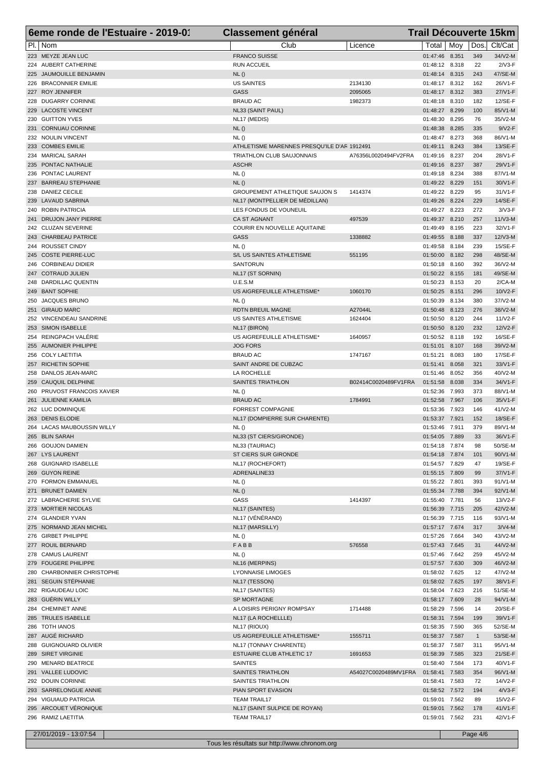# 6eme ronde de l'Estuaire - 2019-01 — Classement général — Trail Découverte 15km

| Pl. | Nom | Club | Licence | Total | Moy | Dos. | Clt/Cat |
|---|---|---|---|---|---|---|---|
| 223 | MEYZE JEAN LUC | FRANCO SUISSE | | 01:47:46 | 8.351 | 349 | 34/V2-M |
| 224 | AUBERT CATHERINE | RUN ACCUEIL | | 01:48:12 | 8.318 | 22 | 2/V3-F |
| 225 | JAUMOUILLE BENJAMIN | NL () | | 01:48:14 | 8.315 | 243 | 47/SE-M |
| 226 | BRACONNIER EMILIE | US SAINTES | 2134130 | 01:48:17 | 8.312 | 162 | 26/V1-F |
| 227 | ROY JENNIFER | GASS | 2095065 | 01:48:17 | 8.312 | 383 | 27/V1-F |
| 228 | DUGARRY CORINNE | BRAUD AC | 1982373 | 01:48:18 | 8.310 | 182 | 12/SE-F |
| 229 | LACOSTE VINCENT | NL33 (SAINT PAUL) | | 01:48:27 | 8.299 | 100 | 85/V1-M |
| 230 | GUITTON YVES | NL17 (MEDIS) | | 01:48:30 | 8.295 | 76 | 35/V2-M |
| 231 | CORNUAU CORINNE | NL () | | 01:48:38 | 8.285 | 335 | 9/V2-F |
| 232 | NOULIN VINCENT | NL () | | 01:48:47 | 8.273 | 368 | 86/V1-M |
| 233 | COMBES EMILIE | ATHLETISME MARENNES PRESQU'ILE D'AR | 1912491 | 01:49:11 | 8.243 | 384 | 13/SE-F |
| 234 | MARICAL SARAH | TRIATHLON CLUB SAUJONNAIS | A76356L0020494FV2FRA | 01:49:16 | 8.237 | 204 | 28/V1-F |
| 235 | PONTAC NATHALIE | ASCHR | | 01:49:16 | 8.237 | 387 | 29/V1-F |
| 236 | PONTAC LAURENT | NL () | | 01:49:18 | 8.234 | 388 | 87/V1-M |
| 237 | BARREAU STEPHANIE | NL () | | 01:49:22 | 8.229 | 151 | 30/V1-F |
| 238 | DANIEZ CECILE | GROUPEMENT ATHLETIQUE SAUJON S | 1414374 | 01:49:22 | 8.229 | 95 | 31/V1-F |
| 239 | LAVAUD SABRINA | NL17 (MONTPELLIER DE MÉDILLAN) | | 01:49:26 | 8.224 | 229 | 14/SE-F |
| 240 | ROBIN PATRICIA | LES FONDUS DE VOUNEUIL | | 01:49:27 | 8.223 | 272 | 3/V3-F |
| 241 | DRUJON JANY PIERRE | CA ST AGNANT | 497539 | 01:49:37 | 8.210 | 257 | 11/V3-M |
| 242 | CLUZAN SEVERINE | COURIR EN NOUVELLE AQUITAINE | | 01:49:49 | 8.195 | 223 | 32/V1-F |
| 243 | CHARBEAU PATRICE | GASS | 1338882 | 01:49:55 | 8.188 | 337 | 12/V3-M |
| 244 | ROUSSET CINDY | NL () | | 01:49:58 | 8.184 | 239 | 15/SE-F |
| 245 | COSTE PIERRE-LUC | S/L US SAINTES ATHLETISME | 551195 | 01:50:00 | 8.182 | 298 | 48/SE-M |
| 246 | CORBINEAU DIDIER | SANTORUN | | 01:50:18 | 8.160 | 392 | 36/V2-M |
| 247 | COTRAUD JULIEN | NL17 (ST SORNIN) | | 01:50:22 | 8.155 | 181 | 49/SE-M |
| 248 | DARDILLAC QUENTIN | U.E.S.M | | 01:50:23 | 8.153 | 20 | 2/CA-M |
| 249 | BANT SOPHIE | US AIGREFEUILLE ATHLETISME* | 1060170 | 01:50:25 | 8.151 | 296 | 10/V2-F |
| 250 | JACQUES BRUNO | NL () | | 01:50:39 | 8.134 | 380 | 37/V2-M |
| 251 | GIRAUD MARC | RDTN BREUIL MAGNE | A27044L | 01:50:48 | 8.123 | 276 | 38/V2-M |
| 252 | VINCENDEAU SANDRINE | US SAINTES ATHLETISME | 1624404 | 01:50:50 | 8.120 | 244 | 11/V2-F |
| 253 | SIMON ISABELLE | NL17 (BIRON) | | 01:50:50 | 8.120 | 232 | 12/V2-F |
| 254 | REINGPACH VALÉRIE | US AIGREFEUILLE ATHLETISME* | 1640957 | 01:50:52 | 8.118 | 192 | 16/SE-F |
| 255 | AUMONIER PHILIPPE | JOG FORS | | 01:51:01 | 8.107 | 168 | 39/V2-M |
| 256 | COLY LAETITIA | BRAUD AC | 1747167 | 01:51:21 | 8.083 | 180 | 17/SE-F |
| 257 | RICHETIN SOPHIE | SAINT ANDRE DE CUBZAC | | 01:51:41 | 8.058 | 321 | 33/V1-F |
| 258 | DANLOS JEAN-MARC | LA ROCHELLE | | 01:51:46 | 8.052 | 356 | 40/V2-M |
| 259 | CAUQUIL DELPHINE | SAINTES TRIATHLON | B02414C0020489FV1FRA | 01:51:58 | 8.038 | 334 | 34/V1-F |
| 260 | PRUVOST FRANCOIS XAVIER | NL () | | 01:52:36 | 7.993 | 373 | 88/V1-M |
| 261 | JULIENNE KAMILIA | BRAUD AC | 1784991 | 01:52:58 | 7.967 | 106 | 35/V1-F |
| 262 | LUC DOMINIQUE | FORREST COMPAGNIE | | 01:53:36 | 7.923 | 146 | 41/V2-M |
| 263 | DENIS ELODIE | NL17 (DOMPIERRE SUR CHARENTE) | | 01:53:37 | 7.921 | 152 | 18/SE-F |
| 264 | LACAS MAUBOUSSIN WILLY | NL () | | 01:53:46 | 7.911 | 379 | 89/V1-M |
| 265 | BLIN SARAH | NL33 (ST CIERS/GIRONDE) | | 01:54:05 | 7.889 | 33 | 36/V1-F |
| 266 | GOUJON DAMIEN | NL33 (TAURIAC) | | 01:54:18 | 7.874 | 98 | 50/SE-M |
| 267 | LYS LAURENT | ST CIERS SUR GIRONDE | | 01:54:18 | 7.874 | 101 | 90/V1-M |
| 268 | GUIGNARD ISABELLE | NL17 (ROCHEFORT) | | 01:54:57 | 7.829 | 47 | 19/SE-F |
| 269 | GUYON REINE | ADRENALINE33 | | 01:55:15 | 7.809 | 99 | 37/V1-F |
| 270 | FORMON EMMANUEL | NL () | | 01:55:22 | 7.801 | 393 | 91/V1-M |
| 271 | BRUNET DAMIEN | NL () | | 01:55:34 | 7.788 | 394 | 92/V1-M |
| 272 | LABRACHERIE SYLVIE | GASS | 1414397 | 01:55:40 | 7.781 | 56 | 13/V2-F |
| 273 | MORTIER NICOLAS | NL17 (SAINTES) | | 01:56:39 | 7.715 | 205 | 42/V2-M |
| 274 | GLANDIER YVAN | NL17 (VÉNÉRAND) | | 01:56:39 | 7.715 | 116 | 93/V1-M |
| 275 | NORMAND JEAN MICHEL | NL17 (MARSILLY) | | 01:57:17 | 7.674 | 317 | 3/V4-M |
| 276 | GIRBET PHILIPPE | NL () | | 01:57:26 | 7.664 | 340 | 43/V2-M |
| 277 | ROUIL BERNARD | F A B B | 576558 | 01:57:43 | 7.645 | 31 | 44/V2-M |
| 278 | CAMUS LAURENT | NL () | | 01:57:46 | 7.642 | 259 | 45/V2-M |
| 279 | FOUGERE PHILIPPE | NL16 (MERPINS) | | 01:57:57 | 7.630 | 309 | 46/V2-M |
| 280 | CHARBONNIER CHRISTOPHE | LYONNAISE LIMOGES | | 01:58:02 | 7.625 | 12 | 47/V2-M |
| 281 | SEGUIN STÉPHANIE | NL17 (TESSON) | | 01:58:02 | 7.625 | 197 | 38/V1-F |
| 282 | RIGAUDEAU LOIC | NL17 (SAINTES) | | 01:58:04 | 7.623 | 216 | 51/SE-M |
| 283 | GUÉRIN WILLY | SP MORTAGNE | | 01:58:17 | 7.609 | 28 | 94/V1-M |
| 284 | CHEMINET ANNE | A LOISIRS PERIGNY ROMPSAY | 1714488 | 01:58:29 | 7.596 | 14 | 20/SE-F |
| 285 | TRULES ISABELLE | NL17 (LA ROCHELLLE) | | 01:58:31 | 7.594 | 199 | 39/V1-F |
| 286 | TOTH IANOS | NL17 (RIOUX) | | 01:58:35 | 7.590 | 365 | 52/SE-M |
| 287 | AUGÉ RICHARD | US AIGREFEUILLE ATHLETISME* | 1555711 | 01:58:37 | 7.587 | 1 | 53/SE-M |
| 288 | GUIGNOUARD OLIVIER | NL17 (TONNAY CHARENTE) | | 01:58:37 | 7.587 | 311 | 95/V1-M |
| 289 | SIRET VIRGINIE | ESTUAIRE CLUB ATHLETIC 17 | 1691653 | 01:58:39 | 7.585 | 323 | 21/SE-F |
| 290 | MENARD BEATRICE | SAINTES | | 01:58:40 | 7.584 | 173 | 40/V1-F |
| 291 | VALLEE LUDOVIC | SAINTES TRIATHLON | A54027C0020489MV1FRA | 01:58:41 | 7.583 | 354 | 96/V1-M |
| 292 | DOUIN CORINNE | SAINTES TRIATHLON | | 01:58:41 | 7.583 | 72 | 14/V2-F |
| 293 | SARRELONGUE ANNIE | PIAN SPORT EVASION | | 01:58:52 | 7.572 | 194 | 4/V3-F |
| 294 | VIGUIAUD PATRICIA | TEAM TRAIL17 | | 01:59:01 | 7.562 | 89 | 15/V2-F |
| 295 | ARCOUET VÉRONIQUE | NL17 (SAINT SULPICE DE ROYAN) | | 01:59:01 | 7.562 | 178 | 41/V1-F |
| 296 | RAMIZ LAETITIA | TEAM TRAIL17 | | 01:59:01 | 7.562 | 231 | 42/V1-F |

27/01/2019 - 13:07:54

Tous les résultats sur http://www.chronom.org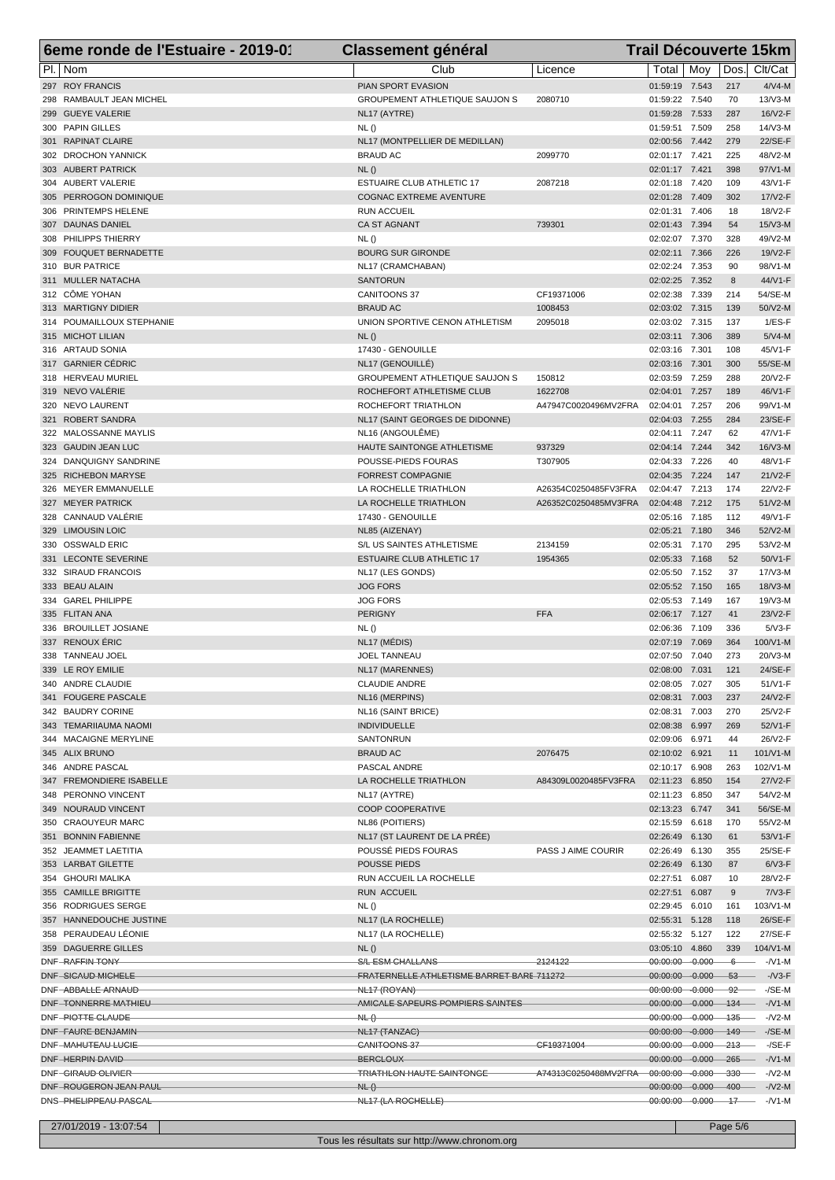# 6eme ronde de l'Estuaire - 2019-01 — Classement général — Trail Découverte 15km

| Pl. | Nom | Club | Licence | Total | Moy | Dos. | Clt/Cat |
|---|---|---|---|---|---|---|---|
| 297 | ROY FRANCIS | PIAN SPORT EVASION | | 01:59:19 | 7.543 | 217 | 4/V4-M |
| 298 | RAMBAULT JEAN MICHEL | GROUPEMENT ATHLETIQUE SAUJON S | 2080710 | 01:59:22 | 7.540 | 70 | 13/V3-M |
| 299 | GUEYE VALERIE | NL17 (AYTRE) | | 01:59:28 | 7.533 | 287 | 16/V2-F |
| 300 | PAPIN GILLES | NL () | | 01:59:51 | 7.509 | 258 | 14/V3-M |
| 301 | RAPINAT CLAIRE | NL17 (MONTPELLIER DE MEDILLAN) | | 02:00:56 | 7.442 | 279 | 22/SE-F |
| 302 | DROCHON YANNICK | BRAUD AC | 2099770 | 02:01:17 | 7.421 | 225 | 48/V2-M |
| 303 | AUBERT PATRICK | NL () | | 02:01:17 | 7.421 | 398 | 97/V1-M |
| 304 | AUBERT VALERIE | ESTUAIRE CLUB ATHLETIC 17 | 2087218 | 02:01:18 | 7.420 | 109 | 43/V1-F |
| 305 | PERROGON DOMINIQUE | COGNAC EXTREME AVENTURE | | 02:01:28 | 7.409 | 302 | 17/V2-F |
| 306 | PRINTEMPS HELENE | RUN ACCUEIL | | 02:01:31 | 7.406 | 18 | 18/V2-F |
| 307 | DAUNAS DANIEL | CA ST AGNANT | 739301 | 02:01:43 | 7.394 | 54 | 15/V3-M |
| 308 | PHILIPPS THIERRY | NL () | | 02:02:07 | 7.370 | 328 | 49/V2-M |
| 309 | FOUQUET BERNADETTE | BOURG SUR GIRONDE | | 02:02:11 | 7.366 | 226 | 19/V2-F |
| 310 | BUR PATRICE | NL17 (CRAMCHABAN) | | 02:02:24 | 7.353 | 90 | 98/V1-M |
| 311 | MULLER NATACHA | SANTORUN | | 02:02:25 | 7.352 | 8 | 44/V1-F |
| 312 | CÔME YOHAN | CANITOONS 37 | CF19371006 | 02:02:38 | 7.339 | 214 | 54/SE-M |
| 313 | MARTIGNY DIDIER | BRAUD AC | 1008453 | 02:03:02 | 7.315 | 139 | 50/V2-M |
| 314 | POUMAILLOUX STEPHANIE | UNION SPORTIVE CENON ATHLETISM | 2095018 | 02:03:02 | 7.315 | 137 | 1/ES-F |
| 315 | MICHOT LILIAN | NL () | | 02:03:11 | 7.306 | 389 | 5/V4-M |
| 316 | ARTAUD SONIA | 17430 - GENOUILLE | | 02:03:16 | 7.301 | 108 | 45/V1-F |
| 317 | GARNIER CÉDRIC | NL17 (GENOUILLÉ) | | 02:03:16 | 7.301 | 300 | 55/SE-M |
| 318 | HERVEAU MURIEL | GROUPEMENT ATHLETIQUE SAUJON S | 150812 | 02:03:59 | 7.259 | 288 | 20/V2-F |
| 319 | NEVO VALÉRIE | ROCHEFORT ATHLETISME CLUB | 1622708 | 02:04:01 | 7.257 | 189 | 46/V1-F |
| 320 | NEVO LAURENT | ROCHEFORT TRIATHLON | A47947C0020496MV2FRA | 02:04:01 | 7.257 | 206 | 99/V1-M |
| 321 | ROBERT SANDRA | NL17 (SAINT GEORGES DE DIDONNE) | | 02:04:03 | 7.255 | 284 | 23/SE-F |
| 322 | MALOSSANNE MAYLIS | NL16 (ANGOULÊME) | | 02:04:11 | 7.247 | 62 | 47/V1-F |
| 323 | GAUDIN JEAN LUC | HAUTE SAINTONGE ATHLETISME | 937329 | 02:04:14 | 7.244 | 342 | 16/V3-M |
| 324 | DANQUIGNY SANDRINE | POUSSE-PIEDS FOURAS | T307905 | 02:04:33 | 7.226 | 40 | 48/V1-F |
| 325 | RICHEBON MARYSE | FORREST COMPAGNIE | | 02:04:35 | 7.224 | 147 | 21/V2-F |
| 326 | MEYER EMMANUELLE | LA ROCHELLE TRIATHLON | A26354C0250485FV3FRA | 02:04:47 | 7.213 | 174 | 22/V2-F |
| 327 | MEYER PATRICK | LA ROCHELLE TRIATHLON | A26352C0250485MV3FRA | 02:04:48 | 7.212 | 175 | 51/V2-M |
| 328 | CANNAUD VALÉRIE | 17430 - GENOUILLE | | 02:05:16 | 7.185 | 112 | 49/V1-F |
| 329 | LIMOUSIN LOIC | NL85 (AIZENAY) | | 02:05:21 | 7.180 | 346 | 52/V2-M |
| 330 | OSSWALD ERIC | S/L US SAINTES ATHLETISME | 2134159 | 02:05:31 | 7.170 | 295 | 53/V2-M |
| 331 | LECONTE SEVERINE | ESTUAIRE CLUB ATHLETIC 17 | 1954365 | 02:05:33 | 7.168 | 52 | 50/V1-F |
| 332 | SIRAUD FRANCOIS | NL17 (LES GONDS) | | 02:05:50 | 7.152 | 37 | 17/V3-M |
| 333 | BEAU ALAIN | JOG FORS | | 02:05:52 | 7.150 | 165 | 18/V3-M |
| 334 | GAREL PHILIPPE | JOG FORS | | 02:05:53 | 7.149 | 167 | 19/V3-M |
| 335 | FLITAN ANA | PERIGNY | FFA | 02:06:17 | 7.127 | 41 | 23/V2-F |
| 336 | BROUILLET JOSIANE | NL () | | 02:06:36 | 7.109 | 336 | 5/V3-F |
| 337 | RENOUX ÉRIC | NL17 (MÉDIS) | | 02:07:19 | 7.069 | 364 | 100/V1-M |
| 338 | TANNEAU JOEL | JOEL TANNEAU | | 02:07:50 | 7.040 | 273 | 20/V3-M |
| 339 | LE ROY EMILIE | NL17 (MARENNES) | | 02:08:00 | 7.031 | 121 | 24/SE-F |
| 340 | ANDRE CLAUDIE | CLAUDIE ANDRE | | 02:08:05 | 7.027 | 305 | 51/V1-F |
| 341 | FOUGERE PASCALE | NL16 (MERPINS) | | 02:08:31 | 7.003 | 237 | 24/V2-F |
| 342 | BAUDRY CORINE | NL16 (SAINT BRICE) | | 02:08:31 | 7.003 | 270 | 25/V2-F |
| 343 | TEMARIIAUMA NAOMI | INDIVIDUELLE | | 02:08:38 | 6.997 | 269 | 52/V1-F |
| 344 | MACAIGNE MERYLINE | SANTONRUN | | 02:09:06 | 6.971 | 44 | 26/V2-F |
| 345 | ALIX BRUNO | BRAUD AC | 2076475 | 02:10:02 | 6.921 | 11 | 101/V1-M |
| 346 | ANDRE PASCAL | PASCAL ANDRE | | 02:10:17 | 6.908 | 263 | 102/V1-M |
| 347 | FREMONDIERE ISABELLE | LA ROCHELLE TRIATHLON | A84309L0020485FV3FRA | 02:11:23 | 6.850 | 154 | 27/V2-F |
| 348 | PERONNO VINCENT | NL17 (AYTRE) | | 02:11:23 | 6.850 | 347 | 54/V2-M |
| 349 | NOURAUD VINCENT | COOP COOPERATIVE | | 02:13:23 | 6.747 | 341 | 56/SE-M |
| 350 | CRAOUYEUR MARC | NL86 (POITIERS) | | 02:15:59 | 6.618 | 170 | 55/V2-M |
| 351 | BONNIN FABIENNE | NL17 (ST LAURENT DE LA PRÉE) | | 02:26:49 | 6.130 | 61 | 53/V1-F |
| 352 | JEAMMET LAETITIA | POUSSÉ PIEDS FOURAS | PASS J AIME COURIR | 02:26:49 | 6.130 | 355 | 25/SE-F |
| 353 | LARBAT GILETTE | POUSSE PIEDS | | 02:26:49 | 6.130 | 87 | 6/V3-F |
| 354 | GHOURI MALIKA | RUN ACCUEIL LA ROCHELLE | | 02:27:51 | 6.087 | 10 | 28/V2-F |
| 355 | CAMILLE BRIGITTE | RUN ACCUEIL | | 02:27:51 | 6.087 | 9 | 7/V3-F |
| 356 | RODRIGUES SERGE | NL () | | 02:29:45 | 6.010 | 161 | 103/V1-M |
| 357 | HANNEDOUCHE JUSTINE | NL17 (LA ROCHELLE) | | 02:55:31 | 5.128 | 118 | 26/SE-F |
| 358 | PERAUDEAU LÉONIE | NL17 (LA ROCHELLE) | | 02:55:32 | 5.127 | 122 | 27/SE-F |
| 359 | DAGUERRE GILLES | NL () | | 03:05:10 | 4.860 | 339 | 104/V1-M |
| DNF | ~~RAFFIN TONY~~ | ~~S/L ESM CHALLANS~~ | ~~2124122~~ | ~~00:00:00~~ | ~~0.000~~ | ~~6~~ | -/V1-M |
| DNF | ~~SICAUD MICHELE~~ | ~~FRATERNELLE ATHLETISME BARRET BARE~~ | ~~711272~~ | ~~00:00:00~~ | ~~0.000~~ | ~~53~~ | -/V3-F |
| DNF | ~~ABBALLE ARNAUD~~ | ~~NL17 (ROYAN)~~ | | ~~00:00:00~~ | ~~0.000~~ | ~~92~~ | -/SE-M |
| DNF | ~~TONNERRE MATHIEU~~ | ~~AMICALE SAPEURS POMPIERS SAINTES~~ | | ~~00:00:00~~ | ~~0.000~~ | ~~134~~ | -/V1-M |
| DNF | ~~PIOTTE CLAUDE~~ | ~~NL ()~~ | | ~~00:00:00~~ | ~~0.000~~ | ~~135~~ | -/V2-M |
| DNF | ~~FAURE BENJAMIN~~ | ~~NL17 (TANZAC)~~ | | ~~00:00:00~~ | ~~0.000~~ | ~~149~~ | -/SE-M |
| DNF | ~~MAHUTEAU LUCIE~~ | ~~CANITOONS 37~~ | ~~CF19371004~~ | ~~00:00:00~~ | ~~0.000~~ | ~~213~~ | -/SE-F |
| DNF | ~~HERPIN DAVID~~ | ~~BERCLOUX~~ | | ~~00:00:00~~ | ~~0.000~~ | ~~265~~ | -/V1-M |
| DNF | ~~GIRAUD OLIVIER~~ | ~~TRIATHLON HAUTE SAINTONGE~~ | ~~A74313C0250488MV2FRA~~ | ~~00:00:00~~ | ~~0.000~~ | ~~330~~ | -/V2-M |
| DNF | ~~ROUGERON JEAN PAUL~~ | ~~NL ()~~ | | ~~00:00:00~~ | ~~0.000~~ | ~~400~~ | -/V2-M |
| DNS | ~~PHELIPPEAU PASCAL~~ | ~~NL17 (LA ROCHELLE)~~ | | ~~00:00:00~~ | ~~0.000~~ | ~~17~~ | -/V1-M |

27/01/2019 - 13:07:54

Tous les résultats sur http://www.chronom.org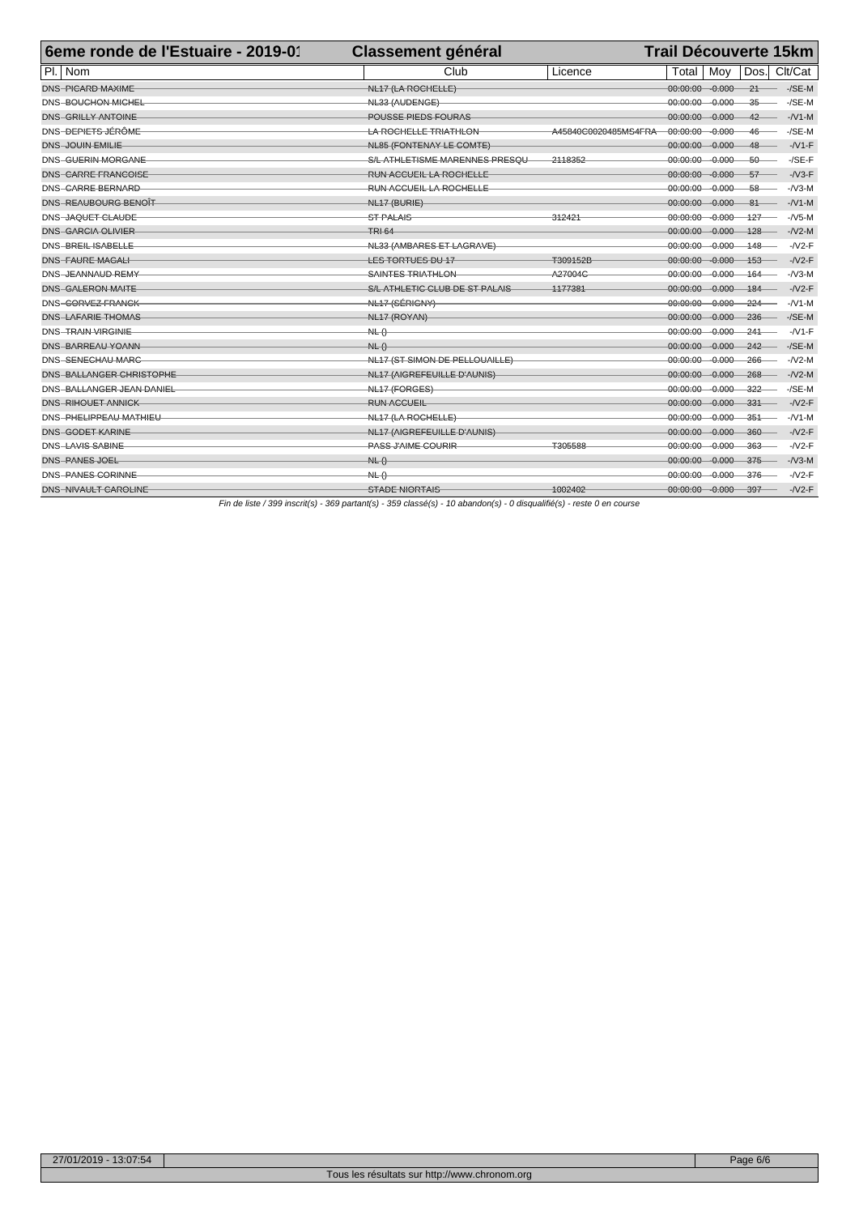# 6eme ronde de l'Estuaire - 2019-01 Classement général Trail Découverte 15km

| Pl. | Nom | Club | Licence | Total | Moy | Dos. | Clt/Cat |
|---|---|---|---|---|---|---|---|
| DNS | PICARD MAXIME | NL17 (LA ROCHELLE) | | 00:00:00 | 0.000 | 21 | -/SE-M |
| DNS | BOUCHON MICHEL | NL33 (AUDENGE) | | 00:00:00 | 0.000 | 35 | -/SE-M |
| DNS | GRILLY ANTOINE | POUSSE PIEDS FOURAS | | 00:00:00 | 0.000 | 42 | -/V1-M |
| DNS | DEPIETS JÉRÔME | LA ROCHELLE TRIATHLON | A45840C0020485MS4FRA | 00:00:00 | 0.000 | 46 | -/SE-M |
| DNS | JOUIN EMILIE | NL85 (FONTENAY LE COMTE) | | 00:00:00 | 0.000 | 48 | -/V1-F |
| DNS | GUERIN MORGANE | S/L ATHLETISME MARENNES PRESQU | 2118352 | 00:00:00 | 0.000 | 50 | -/SE-F |
| DNS | CARRE FRANCOISE | RUN ACCUEIL LA ROCHELLE | | 00:00:00 | 0.000 | 57 | -/V3-F |
| DNS | CARRE BERNARD | RUN ACCUEIL LA ROCHELLE | | 00:00:00 | 0.000 | 58 | -/V3-M |
| DNS | REAUBOURG BENOÎT | NL17 (BURIE) | | 00:00:00 | 0.000 | 81 | -/V1-M |
| DNS | JAQUET CLAUDE | ST PALAIS | 312421 | 00:00:00 | 0.000 | 127 | -/V5-M |
| DNS | GARCIA OLIVIER | TRI 64 | | 00:00:00 | 0.000 | 128 | -/V2-M |
| DNS | BREIL ISABELLE | NL33 (AMBARES ET LAGRAVE) | | 00:00:00 | 0.000 | 148 | -/V2-F |
| DNS | FAURE MAGALI | LES TORTUES DU 17 | T309152B | 00:00:00 | 0.000 | 153 | -/V2-F |
| DNS | JEANNAUD REMY | SAINTES TRIATHLON | A27004C | 00:00:00 | 0.000 | 164 | -/V3-M |
| DNS | GALERON MAITE | S/L ATHLETIC CLUB DE ST PALAIS | 1177381 | 00:00:00 | 0.000 | 184 | -/V2-F |
| DNS | CORVEZ FRANCK | NL17 (SÉRIGNY) | | 00:00:00 | 0.000 | 224 | -/V1-M |
| DNS | LAFARIE THOMAS | NL17 (ROYAN) | | 00:00:00 | 0.000 | 236 | -/SE-M |
| DNS | TRAIN VIRGINIE | NL () | | 00:00:00 | 0.000 | 241 | -/V1-F |
| DNS | BARREAU YOANN | NL () | | 00:00:00 | 0.000 | 242 | -/SE-M |
| DNS | SENECHAU MARC | NL17 (ST SIMON DE PELLOUAILLE) | | 00:00:00 | 0.000 | 266 | -/V2-M |
| DNS | BALLANGER CHRISTOPHE | NL17 (AIGREFEUILLE D'AUNIS) | | 00:00:00 | 0.000 | 268 | -/V2-M |
| DNS | BALLANGER JEAN DANIEL | NL17 (FORGES) | | 00:00:00 | 0.000 | 322 | -/SE-M |
| DNS | RIHOUET ANNICK | RUN ACCUEIL | | 00:00:00 | 0.000 | 331 | -/V2-F |
| DNS | PHELIPPEAU MATHIEU | NL17 (LA ROCHELLE) | | 00:00:00 | 0.000 | 351 | -/V1-M |
| DNS | GODET KARINE | NL17 (AIGREFEUILLE D'AUNIS) | | 00:00:00 | 0.000 | 360 | -/V2-F |
| DNS | LAVIS SABINE | PASS J'AIME COURIR | T305588 | 00:00:00 | 0.000 | 363 | -/V2-F |
| DNS | PANES JOEL | NL () | | 00:00:00 | 0.000 | 375 | -/V3-M |
| DNS | PANES CORINNE | NL () | | 00:00:00 | 0.000 | 376 | -/V2-F |
| DNS | NIVAULT CAROLINE | STADE NIORTAIS | 1002402 | 00:00:00 | 0.000 | 397 | -/V2-F |

*Fin de liste / 399 inscrit(s) - 369 partant(s) - 359 classé(s) - 10 abandon(s) - 0 disqualifié(s) - reste 0 en course*

27/01/2019 - 13:07:54

Tous les résultats sur http://www.chronom.org